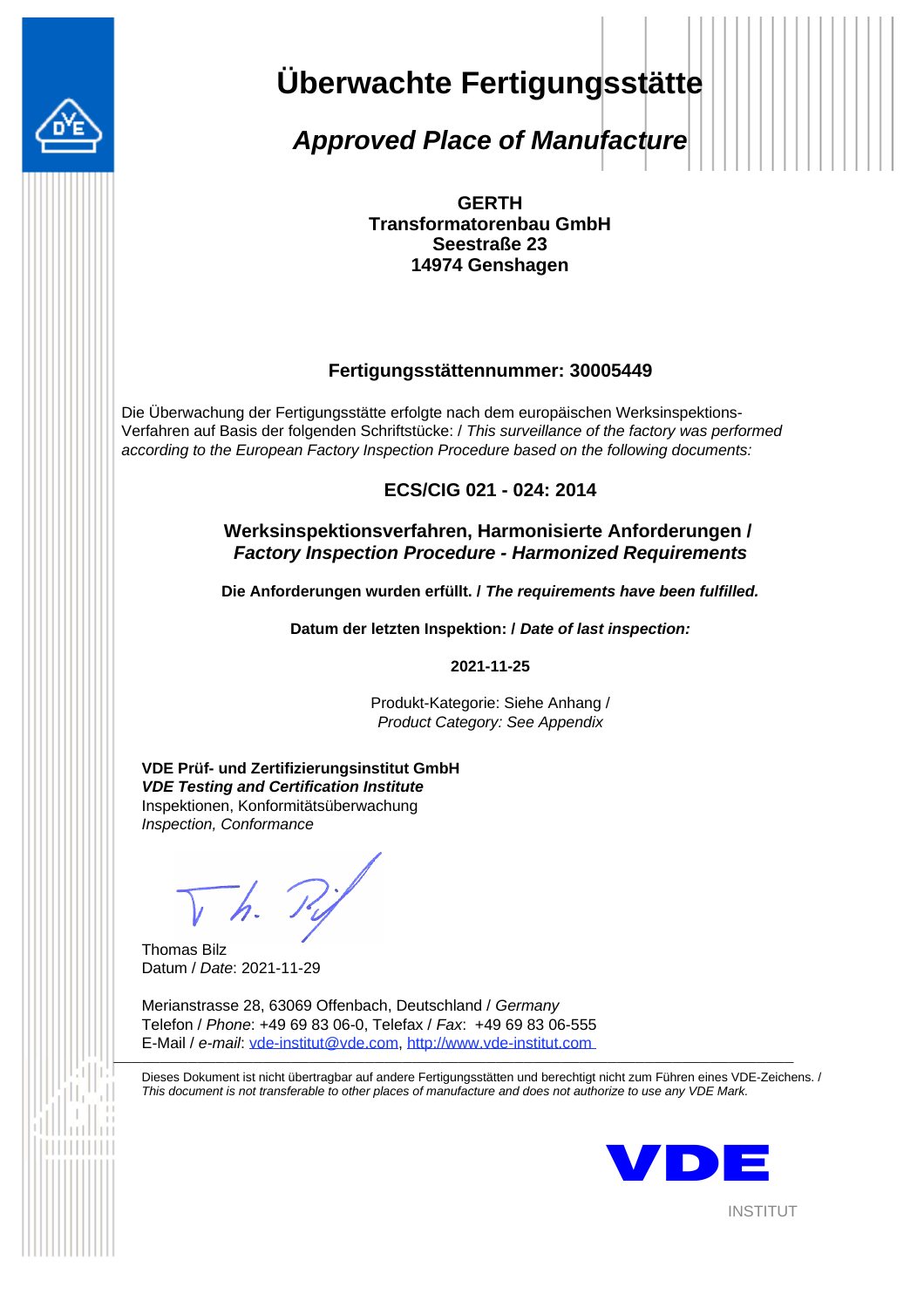# Überwachte Fertigungsstätte

## *Approved Place of Manufacture*

**GERTH**
**Transformatorenbau GmbH**
**Seestraße 23**
**14974 Genshagen**

### Fertigungsstättennummer: 30005449

Die Überwachung der Fertigungsstätte erfolgte nach dem europäischen Werksinspektions-Verfahren auf Basis der folgenden Schriftstücke: / *This surveillance of the factory was performed according to the European Factory Inspection Procedure based on the following documents:*

### ECS/CIG 021 - 024: 2014

**Werksinspektionsverfahren, Harmonisierte Anforderungen /**
***Factory Inspection Procedure - Harmonized Requirements***

**Die Anforderungen wurden erfüllt. /** ***The requirements have been fulfilled.***

**Datum der letzten Inspektion: /** ***Date of last inspection:***

**2021-11-25**

Produkt-Kategorie: Siehe Anhang /
*Product Category: See Appendix*

**VDE Prüf- und Zertifizierungsinstitut GmbH**
***VDE Testing and Certification Institute***
Inspektionen, Konformitätsüberwachung
*Inspection, Conformance*

Thomas Bilz
Datum / *Date*: 2021-11-29

Merianstrasse 28, 63069 Offenbach, Deutschland / *Germany*
Telefon / *Phone*: +49 69 83 06-0, Telefax / *Fax*: +49 69 83 06-555
E-Mail / *e-mail*: vde-institut@vde.com, http://www.vde-institut.com

---

Dieses Dokument ist nicht übertragbar auf andere Fertigungsstätten und berechtigt nicht zum Führen eines VDE-Zeichens. /
*This document is not transferable to other places of manufacture and does not authorize to use any VDE Mark.*

VDE
INSTITUT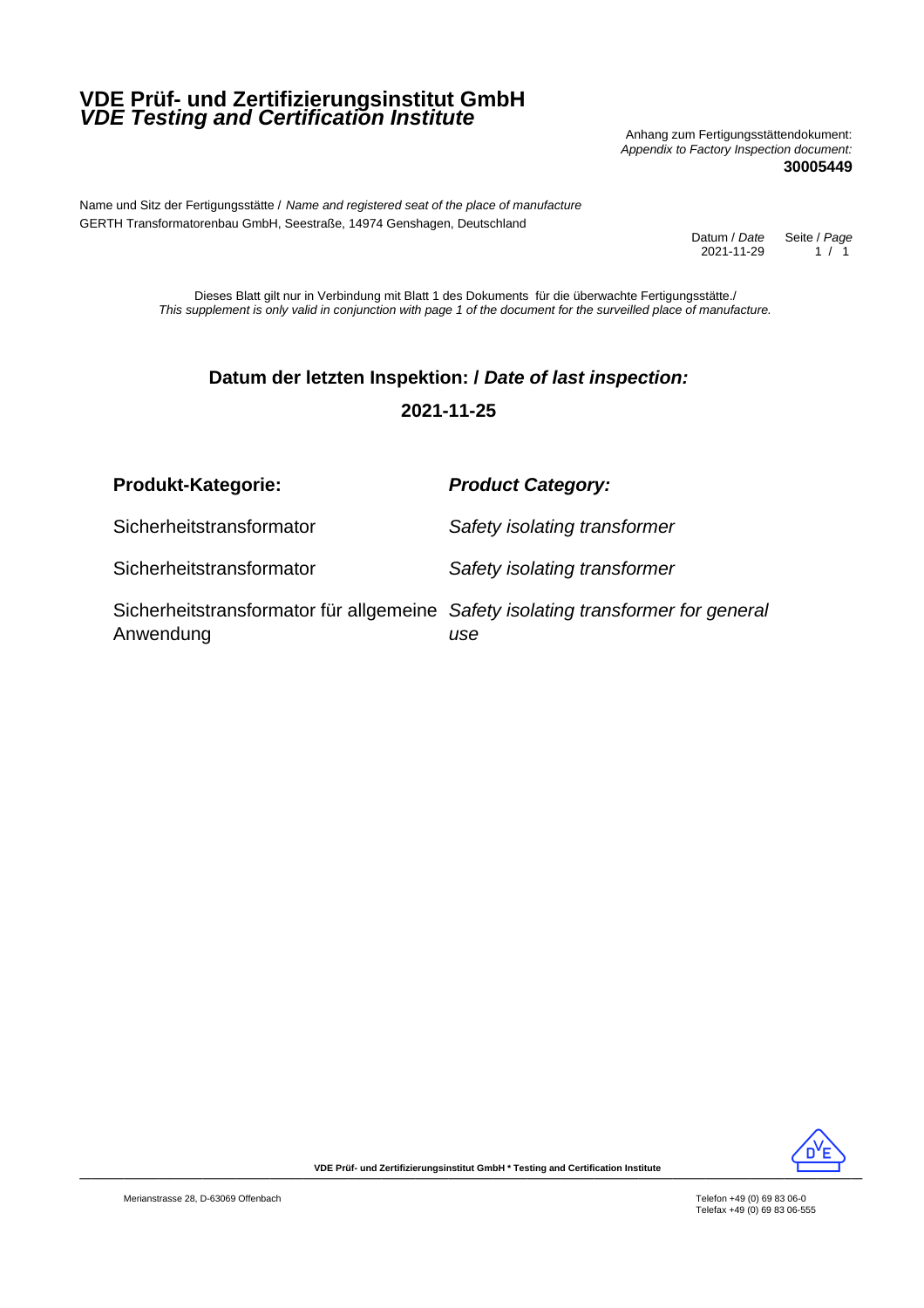# VDE Prüf- und Zertifizierungsinstitut GmbH
## *VDE Testing and Certification Institute*

Anhang zum Fertigungsstättendokument:
*Appendix to Factory Inspection document:*
**30005449**

Name und Sitz der Fertigungsstätte / *Name and registered seat of the place of manufacture*
GERTH Transformatorenbau GmbH, Seestraße, 14974 Genshagen, Deutschland

Datum / *Date*: 2021-11-29
Seite / *Page*: 1 / 1

Dieses Blatt gilt nur in Verbindung mit Blatt 1 des Dokuments für die überwachte Fertigungsstätte./
*This supplement is only valid in conjunction with page 1 of the document for the surveilled place of manufacture.*

**Datum der letzten Inspektion: / *Date of last inspection:***

**2021-11-25**

| **Produkt-Kategorie:** | ***Product Category:*** |
|---|---|
| Sicherheitstransformator | *Safety isolating transformer* |
| Sicherheitstransformator | *Safety isolating transformer* |
| Sicherheitstransformator für allgemeine Anwendung | *Safety isolating transformer for general use* |

**VDE Prüf- und Zertifizierungsinstitut GmbH * Testing and Certification Institute**

Merianstrasse 28, D-63069 Offenbach

Telefon +49 (0) 69 83 06-0
Telefax +49 (0) 69 83 06-555